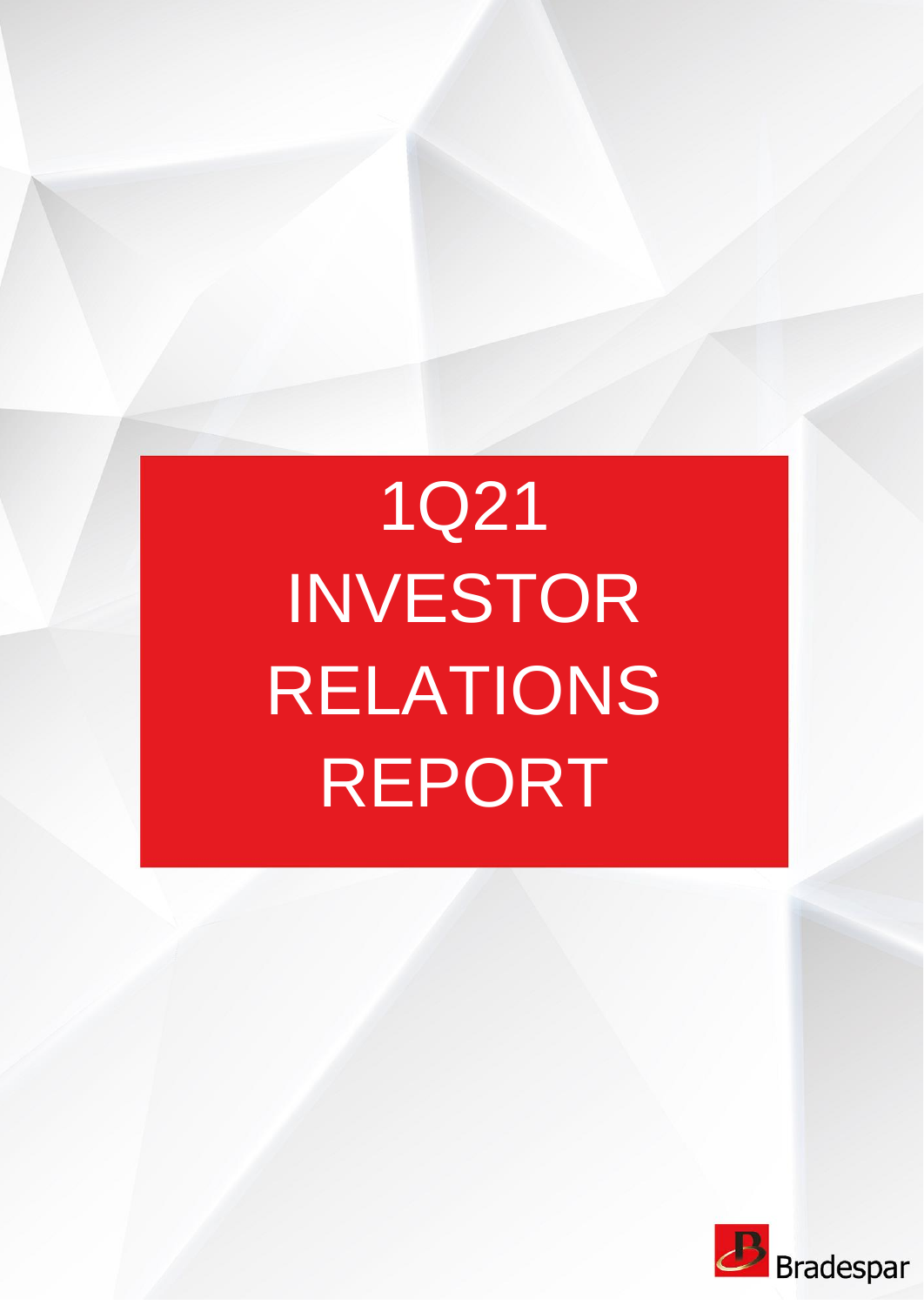# 1Q21 INVESTOR RELATIONS REPORT

Bradespar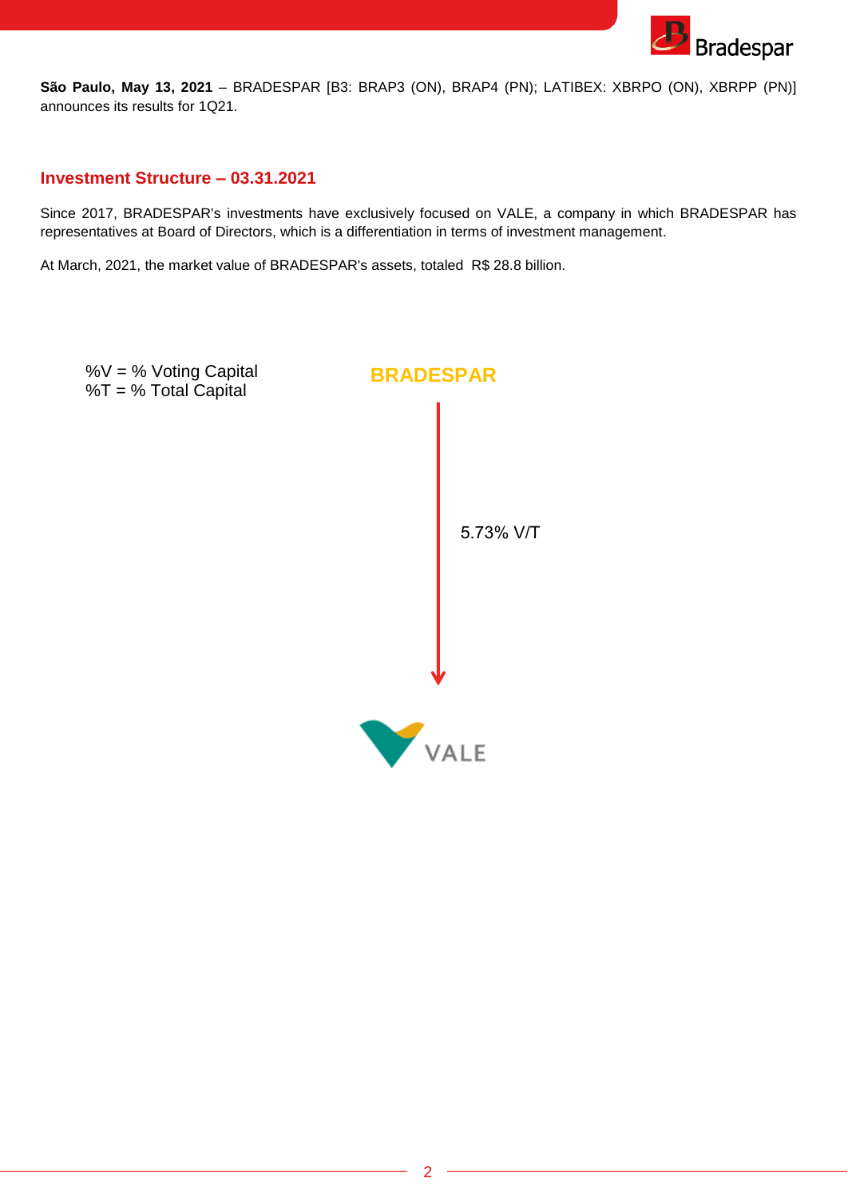**São Paulo, May 13, 2021** – BRADESPAR [B3: BRAP3 (ON), BRAP4 (PN); LATIBEX: XBRPO (ON), XBRPP (PN)] announces its results for 1Q21.

## Investment Structure – 03.31.2021

Since 2017, BRADESPAR's investments have exclusively focused on VALE, a company in which BRADESPAR has representatives at Board of Directors, which is a differentiation in terms of investment management.

At March, 2021, the market value of BRADESPAR's assets, totaled R$ 28.8 billion.

%V = % Voting Capital
%T = % Total Capital

BRADESPAR

5.73% V/T

VALE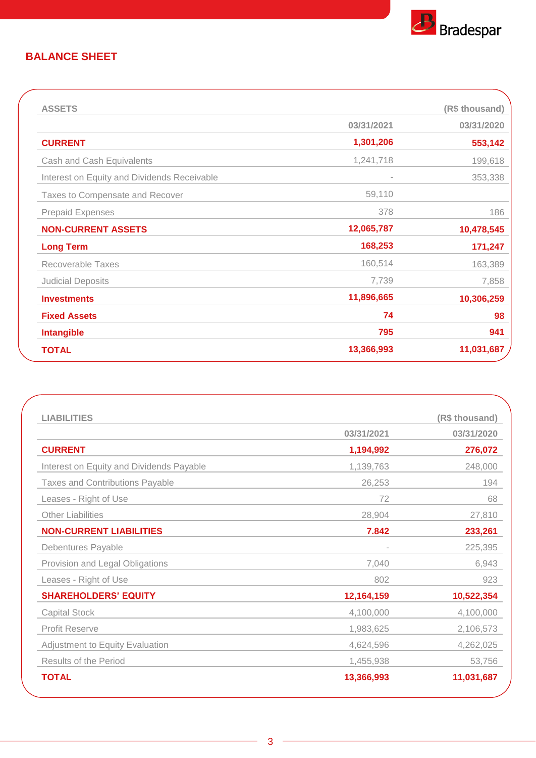## BALANCE SHEET

| ASSETS | | (R$ thousand) |
|---|---|---|
| | 03/31/2021 | 03/31/2020 |
| **CURRENT** | **1,301,206** | **553,142** |
| Cash and Cash Equivalents | 1,241,718 | 199,618 |
| Interest on Equity and Dividends Receivable | - | 353,338 |
| Taxes to Compensate and Recover | 59,110 | |
| Prepaid Expenses | 378 | 186 |
| **NON-CURRENT ASSETS** | **12,065,787** | **10,478,545** |
| **Long Term** | **168,253** | **171,247** |
| Recoverable Taxes | 160,514 | 163,389 |
| Judicial Deposits | 7,739 | 7,858 |
| **Investments** | **11,896,665** | **10,306,259** |
| **Fixed Assets** | **74** | **98** |
| **Intangible** | **795** | **941** |
| **TOTAL** | **13,366,993** | **11,031,687** |

| LIABILITIES | | (R$ thousand) |
|---|---|---|
| | 03/31/2021 | 03/31/2020 |
| **CURRENT** | **1,194,992** | **276,072** |
| Interest on Equity and Dividends Payable | 1,139,763 | 248,000 |
| Taxes and Contributions Payable | 26,253 | 194 |
| Leases - Right of Use | 72 | 68 |
| Other Liabilities | 28,904 | 27,810 |
| **NON-CURRENT LIABILITIES** | **7.842** | **233,261** |
| Debentures Payable | - | 225,395 |
| Provision and Legal Obligations | 7,040 | 6,943 |
| Leases - Right of Use | 802 | 923 |
| **SHAREHOLDERS' EQUITY** | **12,164,159** | **10,522,354** |
| Capital Stock | 4,100,000 | 4,100,000 |
| Profit Reserve | 1,983,625 | 2,106,573 |
| Adjustment to Equity Evaluation | 4,624,596 | 4,262,025 |
| Results of the Period | 1,455,938 | 53,756 |
| **TOTAL** | **13,366,993** | **11,031,687** |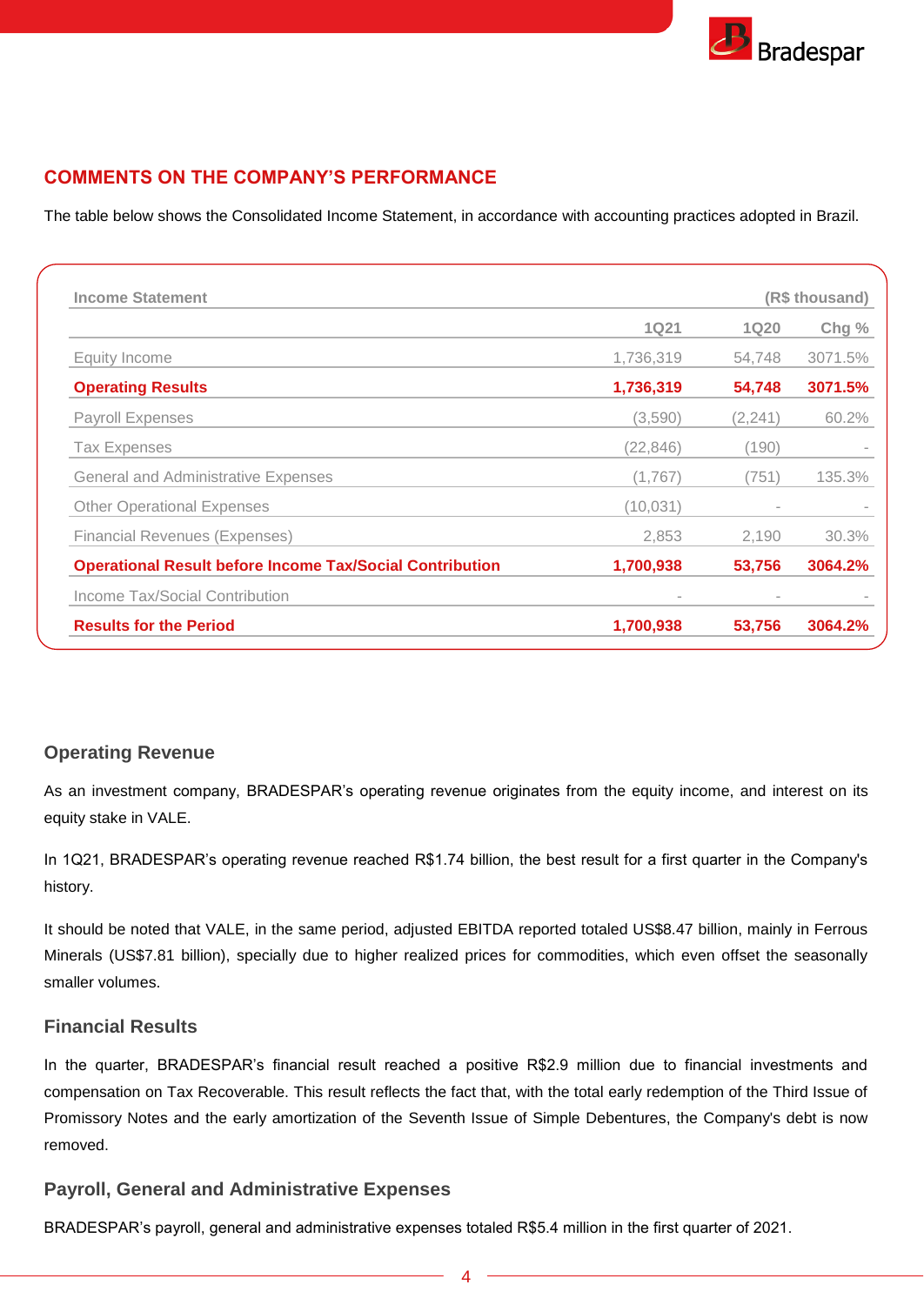## COMMENTS ON THE COMPANY'S PERFORMANCE

The table below shows the Consolidated Income Statement, in accordance with accounting practices adopted in Brazil.

| Income Statement | | | (R$ thousand) |
|---|---|---|---|
| | 1Q21 | 1Q20 | Chg % |
| Equity Income | 1,736,319 | 54,748 | 3071.5% |
| **Operating Results** | **1,736,319** | **54,748** | **3071.5%** |
| Payroll Expenses | (3,590) | (2,241) | 60.2% |
| Tax Expenses | (22,846) | (190) | - |
| General and Administrative Expenses | (1,767) | (751) | 135.3% |
| Other Operational Expenses | (10,031) | - | - |
| Financial Revenues (Expenses) | 2,853 | 2,190 | 30.3% |
| **Operational Result before Income Tax/Social Contribution** | **1,700,938** | **53,756** | **3064.2%** |
| Income Tax/Social Contribution | - | - | - |
| **Results for the Period** | **1,700,938** | **53,756** | **3064.2%** |

### Operating Revenue

As an investment company, BRADESPAR's operating revenue originates from the equity income, and interest on its equity stake in VALE.

In 1Q21, BRADESPAR's operating revenue reached R$1.74 billion, the best result for a first quarter in the Company's history.

It should be noted that VALE, in the same period, adjusted EBITDA reported totaled US$8.47 billion, mainly in Ferrous Minerals (US$7.81 billion), specially due to higher realized prices for commodities, which even offset the seasonally smaller volumes.

### Financial Results

In the quarter, BRADESPAR's financial result reached a positive R$2.9 million due to financial investments and compensation on Tax Recoverable. This result reflects the fact that, with the total early redemption of the Third Issue of Promissory Notes and the early amortization of the Seventh Issue of Simple Debentures, the Company's debt is now removed.

### Payroll, General and Administrative Expenses

BRADESPAR's payroll, general and administrative expenses totaled R$5.4 million in the first quarter of 2021.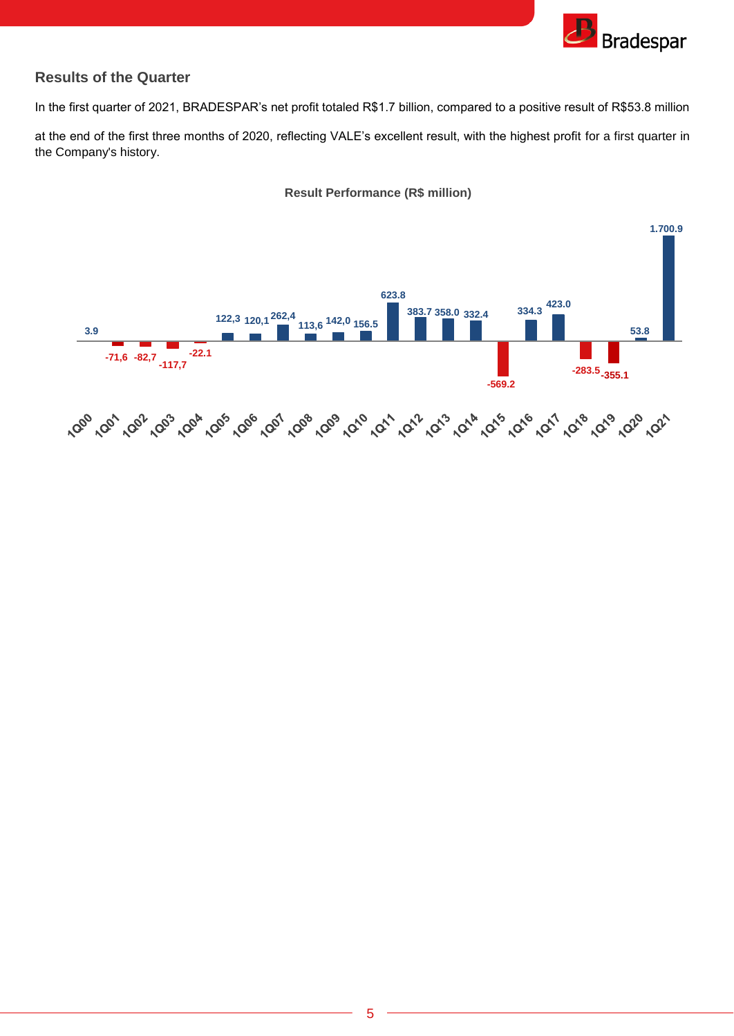## Results of the Quarter

In the first quarter of 2021, BRADESPAR's net profit totaled R$1.7 billion, compared to a positive result of R$53.8 million

at the end of the first three months of 2020, reflecting VALE's excellent result, with the highest profit for a first quarter in the Company's history.

**Result Performance (R$ million)**

| Quarter | Result |
|---|---|
| 1Q00 | 3.9 |
| 1Q01 | -71,6 |
| 1Q02 | -82,7 |
| 1Q03 | -117,7 |
| 1Q04 | -22.1 |
| 1Q05 | 122,3 |
| 1Q06 | 120,1 |
| 1Q07 | 262,4 |
| 1Q08 | 113,6 |
| 1Q09 | 142,0 |
| 1Q10 | 156.5 |
| 1Q11 | 623.8 |
| 1Q12 | 383.7 |
| 1Q13 | 358.0 |
| 1Q14 | 332.4 |
| 1Q15 | -569.2 |
| 1Q16 | 334.3 |
| 1Q17 | 423.0 |
| 1Q18 | -283.5 |
| 1Q19 | -355.1 |
| 1Q20 | 53.8 |
| 1Q21 | 1.700.9 |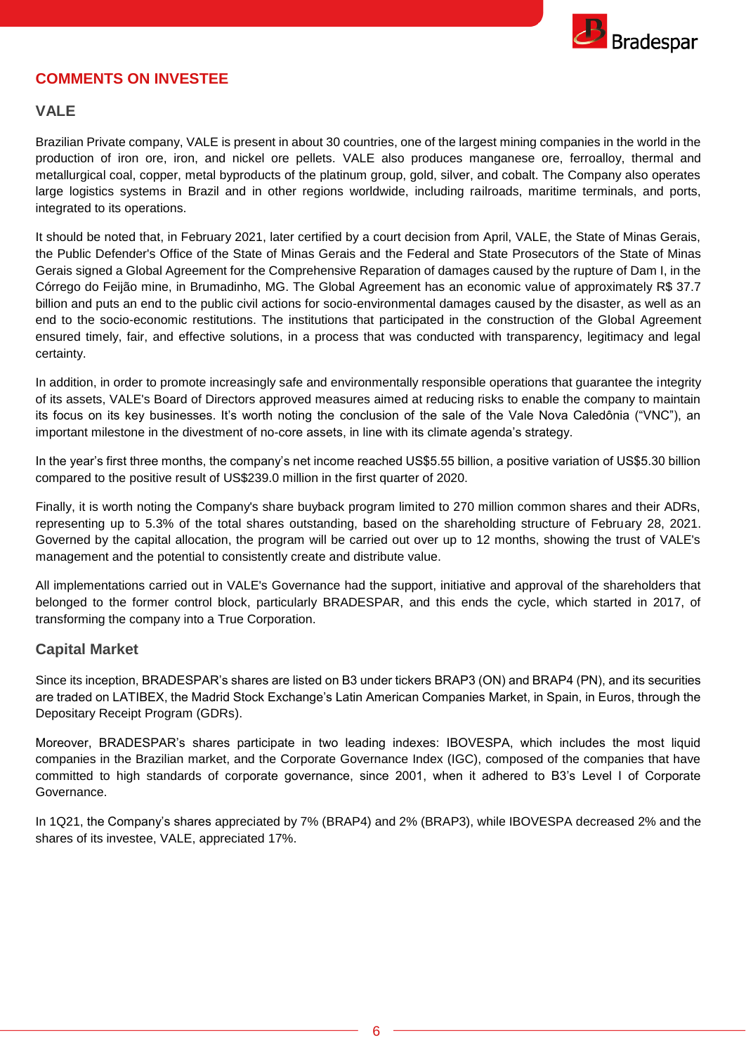## COMMENTS ON INVESTEE

### VALE

Brazilian Private company, VALE is present in about 30 countries, one of the largest mining companies in the world in the production of iron ore, iron, and nickel ore pellets. VALE also produces manganese ore, ferroalloy, thermal and metallurgical coal, copper, metal byproducts of the platinum group, gold, silver, and cobalt. The Company also operates large logistics systems in Brazil and in other regions worldwide, including railroads, maritime terminals, and ports, integrated to its operations.

It should be noted that, in February 2021, later certified by a court decision from April, VALE, the State of Minas Gerais, the Public Defender's Office of the State of Minas Gerais and the Federal and State Prosecutors of the State of Minas Gerais signed a Global Agreement for the Comprehensive Reparation of damages caused by the rupture of Dam I, in the Córrego do Feijão mine, in Brumadinho, MG. The Global Agreement has an economic value of approximately R$ 37.7 billion and puts an end to the public civil actions for socio-environmental damages caused by the disaster, as well as an end to the socio-economic restitutions. The institutions that participated in the construction of the Global Agreement ensured timely, fair, and effective solutions, in a process that was conducted with transparency, legitimacy and legal certainty.

In addition, in order to promote increasingly safe and environmentally responsible operations that guarantee the integrity of its assets, VALE's Board of Directors approved measures aimed at reducing risks to enable the company to maintain its focus on its key businesses. It's worth noting the conclusion of the sale of the Vale Nova Caledônia ("VNC"), an important milestone in the divestment of no-core assets, in line with its climate agenda's strategy.

In the year's first three months, the company's net income reached US$5.55 billion, a positive variation of US$5.30 billion compared to the positive result of US$239.0 million in the first quarter of 2020.

Finally, it is worth noting the Company's share buyback program limited to 270 million common shares and their ADRs, representing up to 5.3% of the total shares outstanding, based on the shareholding structure of February 28, 2021. Governed by the capital allocation, the program will be carried out over up to 12 months, showing the trust of VALE's management and the potential to consistently create and distribute value.

All implementations carried out in VALE's Governance had the support, initiative and approval of the shareholders that belonged to the former control block, particularly BRADESPAR, and this ends the cycle, which started in 2017, of transforming the company into a True Corporation.

### Capital Market

Since its inception, BRADESPAR's shares are listed on B3 under tickers BRAP3 (ON) and BRAP4 (PN), and its securities are traded on LATIBEX, the Madrid Stock Exchange's Latin American Companies Market, in Spain, in Euros, through the Depositary Receipt Program (GDRs).

Moreover, BRADESPAR's shares participate in two leading indexes: IBOVESPA, which includes the most liquid companies in the Brazilian market, and the Corporate Governance Index (IGC), composed of the companies that have committed to high standards of corporate governance, since 2001, when it adhered to B3's Level I of Corporate Governance.

In 1Q21, the Company's shares appreciated by 7% (BRAP4) and 2% (BRAP3), while IBOVESPA decreased 2% and the shares of its investee, VALE, appreciated 17%.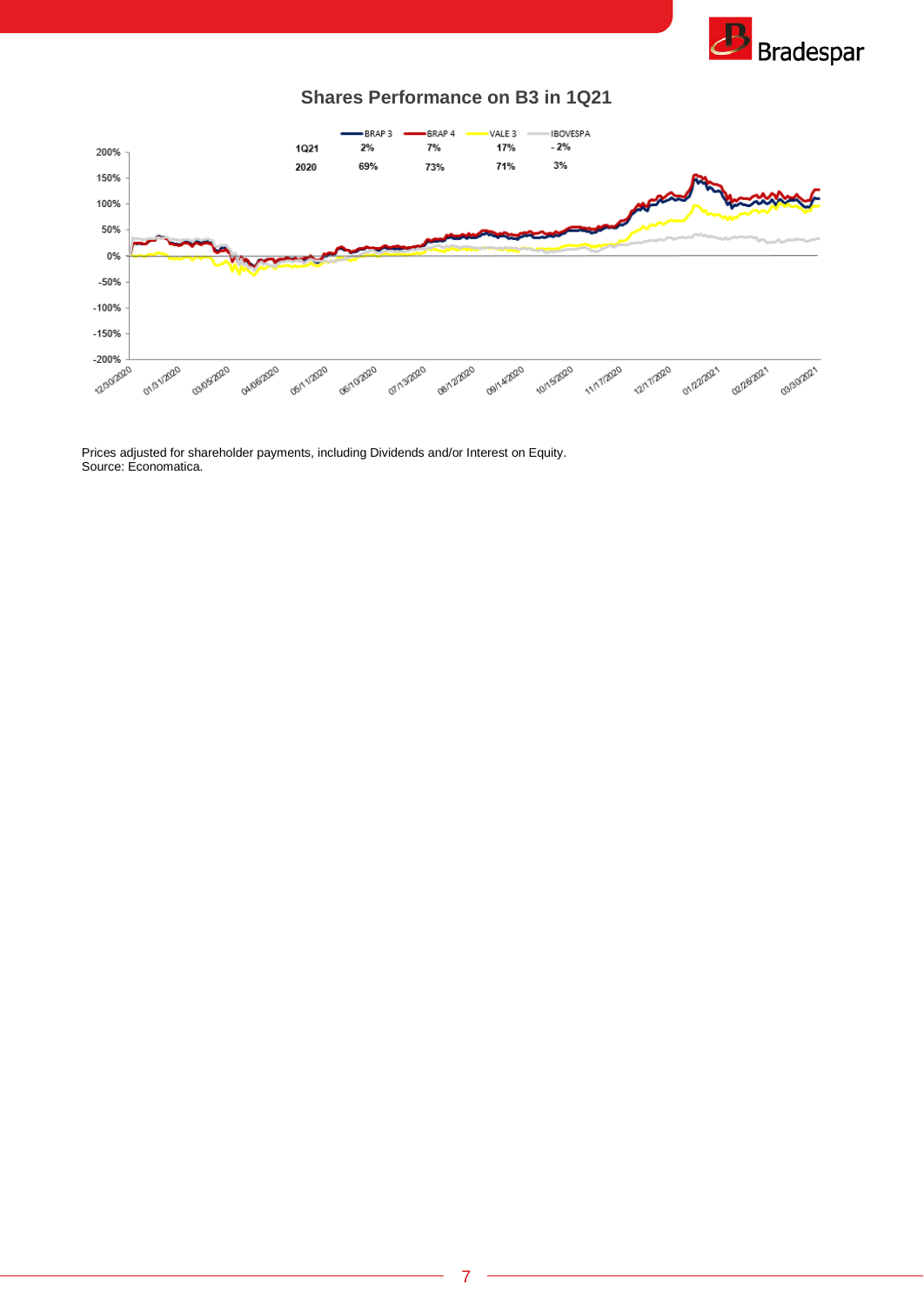## Shares Performance on B3 in 1Q21

| | BRAP 3 | BRAP 4 | VALE 3 | IBOVESPA |
|---|---|---|---|---|
| 1Q21 | 2% | 7% | 17% | - 2% |
| 2020 | 69% | 73% | 71% | 3% |

Prices adjusted for shareholder payments, including Dividends and/or Interest on Equity.
Source: Economatica.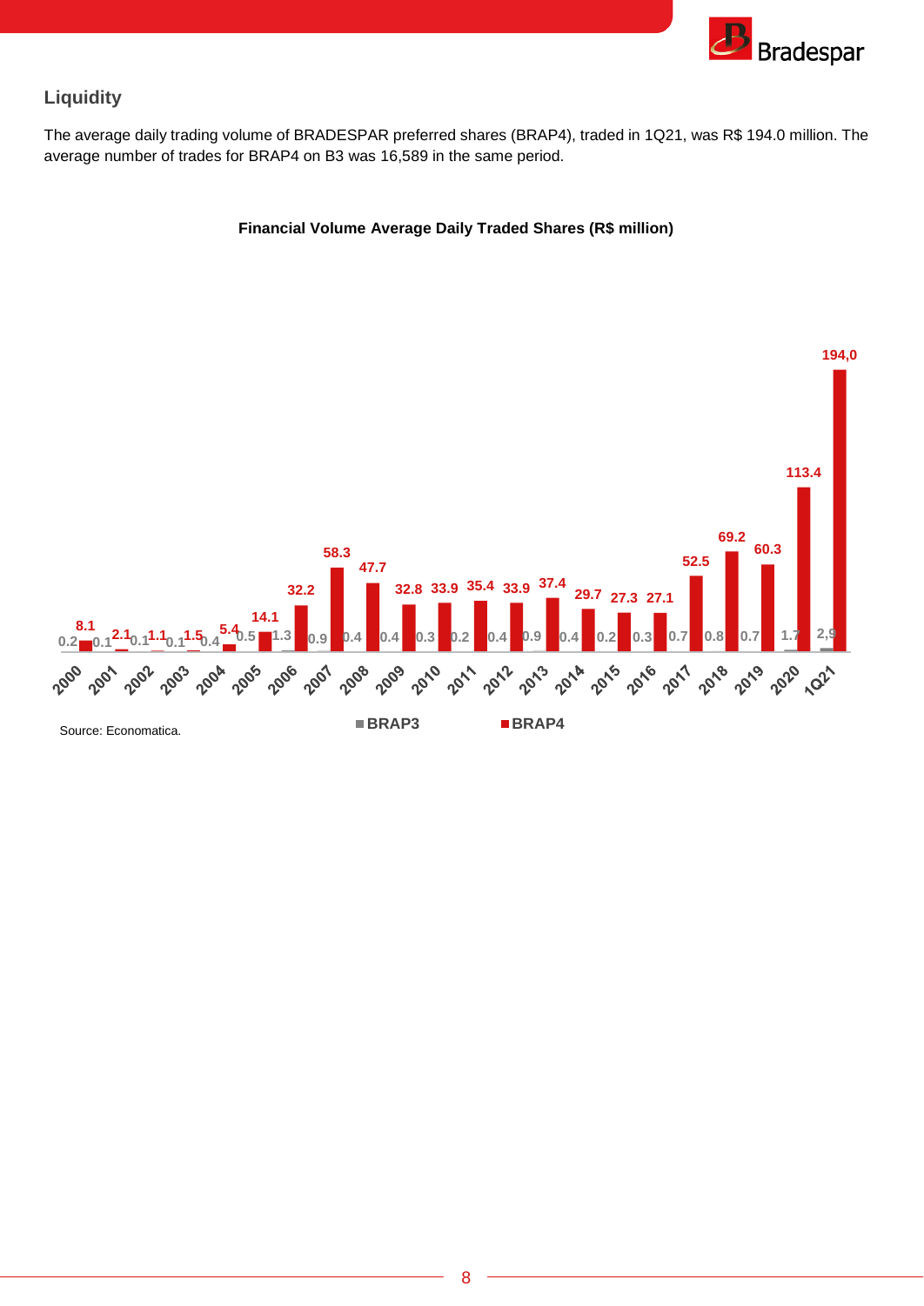## Liquidity

The average daily trading volume of BRADESPAR preferred shares (BRAP4), traded in 1Q21, was R$ 194.0 million. The average number of trades for BRAP4 on B3 was 16,589 in the same period.

**Financial Volume Average Daily Traded Shares (R$ million)**

| Year | BRAP3 | BRAP4 |
|---|---|---|
| 2000 | 0.2 | 8.1 |
| 2001 | 0.1 | 2.1 |
| 2002 | 0.1 | 1.1 |
| 2003 | 0.1 | 1.5 |
| 2004 | 0.4 | 5.4 |
| 2005 | 0.5 | 14.1 |
| 2006 | 1.3 | 32.2 |
| 2007 | 0.9 | 58.3 |
| 2008 | 0.4 | 47.7 |
| 2009 | 0.4 | 32.8 |
| 2010 | 0.3 | 33.9 |
| 2011 | 0.2 | 35.4 |
| 2012 | 0.4 | 33.9 |
| 2013 | 0.9 | 37.4 |
| 2014 | 0.4 | 29.7 |
| 2015 | 0.2 | 27.3 |
| 2016 | 0.3 | 27.1 |
| 2017 | 0.7 | 52.5 |
| 2018 | 0.8 | 69.2 |
| 2019 | 0.7 | 60.3 |
| 2020 | 1.7 | 113.4 |
| 1Q21 | 2,9 | 194,0 |

Source: Economatica.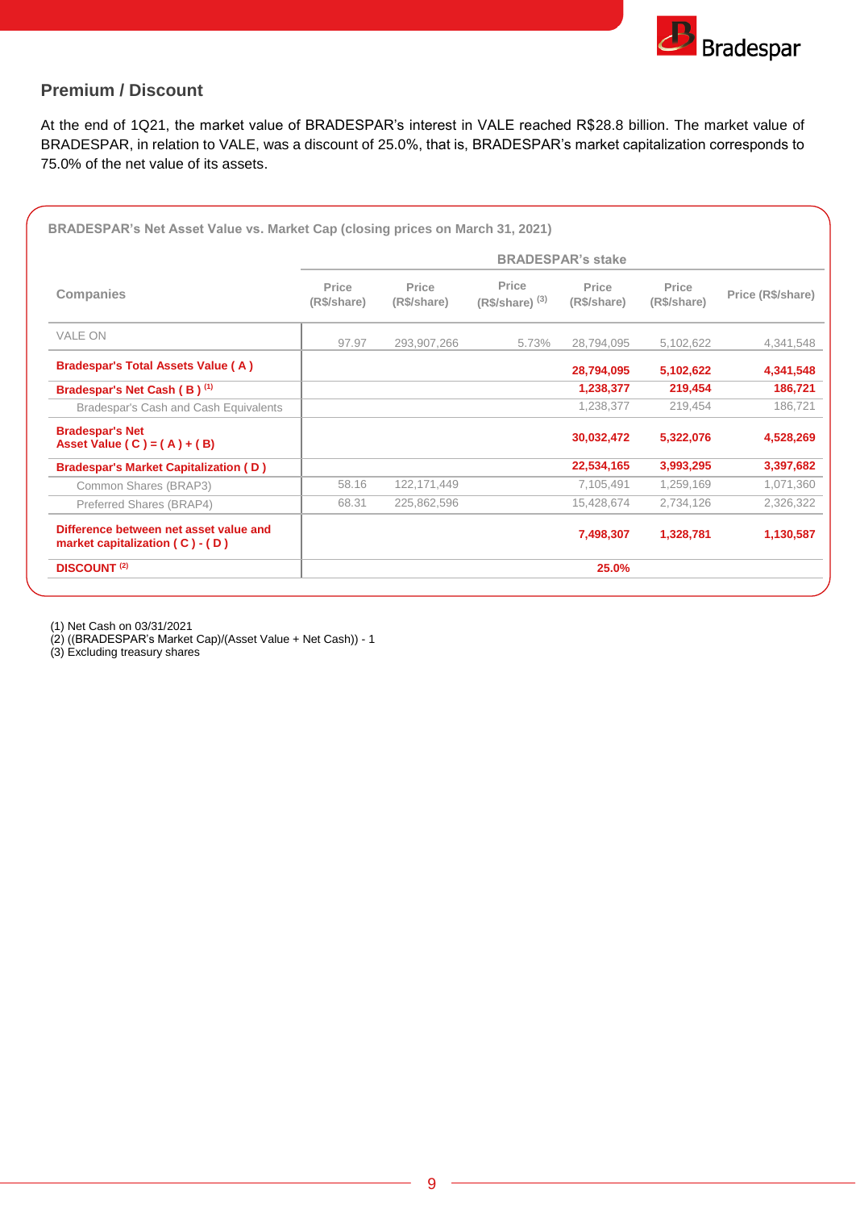## Premium / Discount

At the end of 1Q21, the market value of BRADESPAR's interest in VALE reached R$28.8 billion. The market value of BRADESPAR, in relation to VALE, was a discount of 25.0%, that is, BRADESPAR's market capitalization corresponds to 75.0% of the net value of its assets.

**BRADESPAR's Net Asset Value vs. Market Cap (closing prices on March 31, 2021)**

| Companies | BRADESPAR's stake | | | | | |
|---|---|---|---|---|---|---|
| | Price (R$/share) | Price (R$/share) | Price (R$/share) [3] | Price (R$/share) | Price (R$/share) | Price (R$/share) |
| VALE ON | 97.97 | 293,907,266 | 5.73% | 28,794,095 | 5,102,622 | 4,341,548 |
| **Bradespar's Total Assets Value ( A )** | | | | **28,794,095** | **5,102,622** | **4,341,548** |
| **Bradespar's Net Cash ( B )** [1] | | | | **1,238,377** | **219,454** | **186,721** |
| Bradespar's Cash and Cash Equivalents | | | | 1,238,377 | 219,454 | 186,721 |
| **Bradespar's Net Asset Value ( C ) = ( A ) + ( B)** | | | | **30,032,472** | **5,322,076** | **4,528,269** |
| **Bradespar's Market Capitalization ( D )** | | | | **22,534,165** | **3,993,295** | **3,397,682** |
| Common Shares (BRAP3) | 58.16 | 122,171,449 | | 7,105,491 | 1,259,169 | 1,071,360 |
| Preferred Shares (BRAP4) | 68.31 | 225,862,596 | | 15,428,674 | 2,734,126 | 2,326,322 |
| **Difference between net asset value and market capitalization ( C ) - ( D )** | | | | **7,498,307** | **1,328,781** | **1,130,587** |
| **DISCOUNT** [2] | | | | **25.0%** | | |

(1) Net Cash on 03/31/2021
(2) ((BRADESPAR's Market Cap)/(Asset Value + Net Cash)) - 1
(3) Excluding treasury shares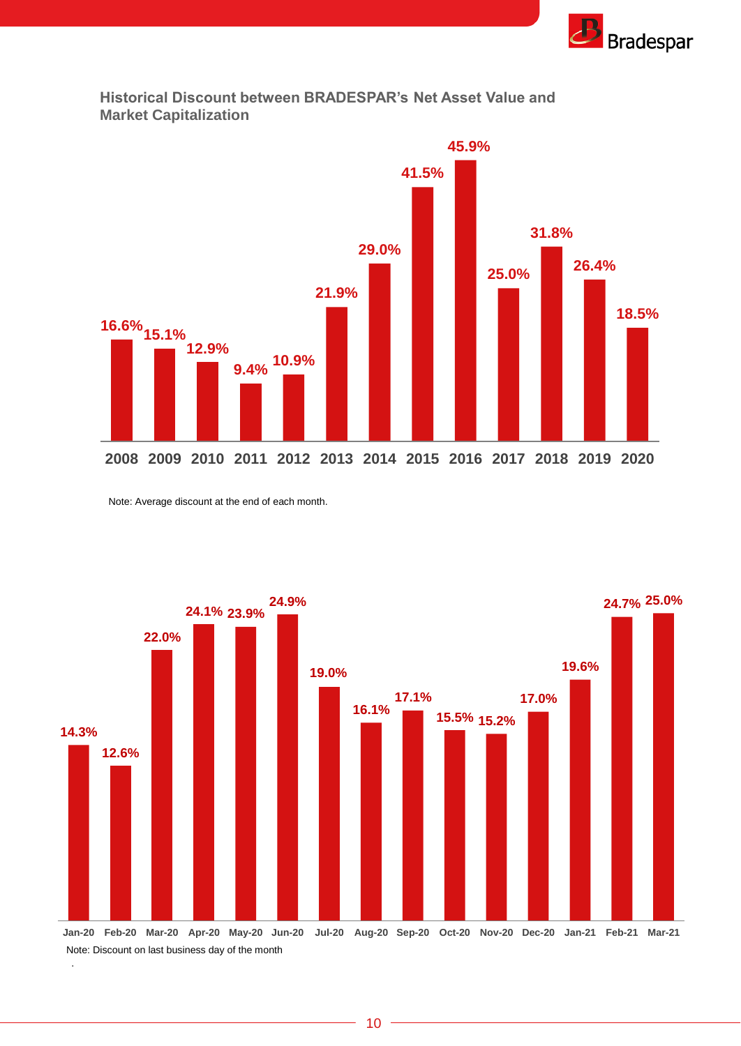## Historical Discount between BRADESPAR's Net Asset Value and Market Capitalization

| Year | Discount |
|---|---|
| 2008 | 16.6% |
| 2009 | 15.1% |
| 2010 | 12.9% |
| 2011 | 9.4% |
| 2012 | 10.9% |
| 2013 | 21.9% |
| 2014 | 29.0% |
| 2015 | 41.5% |
| 2016 | 45.9% |
| 2017 | 25.0% |
| 2018 | 31.8% |
| 2019 | 26.4% |
| 2020 | 18.5% |

Note: Average discount at the end of each month.

| Month | Discount |
|---|---|
| Jan-20 | 14.3% |
| Feb-20 | 12.6% |
| Mar-20 | 22.0% |
| Apr-20 | 24.1% |
| May-20 | 23.9% |
| Jun-20 | 24.9% |
| Jul-20 | 19.0% |
| Aug-20 | 16.1% |
| Sep-20 | 17.1% |
| Oct-20 | 15.5% |
| Nov-20 | 15.2% |
| Dec-20 | 17.0% |
| Jan-21 | 19.6% |
| Feb-21 | 24.7% |
| Mar-21 | 25.0% |

Note: Discount on last business day of the month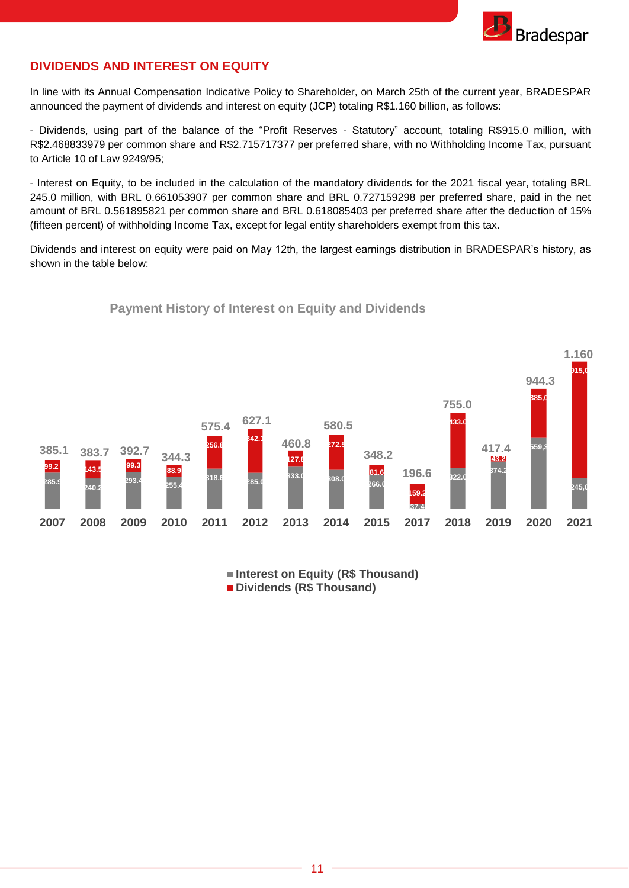## DIVIDENDS AND INTEREST ON EQUITY

In line with its Annual Compensation Indicative Policy to Shareholder, on March 25th of the current year, BRADESPAR announced the payment of dividends and interest on equity (JCP) totaling R$1.160 billion, as follows:

- Dividends, using part of the balance of the "Profit Reserves - Statutory" account, totaling R$915.0 million, with R$2.468833979 per common share and R$2.715717377 per preferred share, with no Withholding Income Tax, pursuant to Article 10 of Law 9249/95;

- Interest on Equity, to be included in the calculation of the mandatory dividends for the 2021 fiscal year, totaling BRL 245.0 million, with BRL 0.661053907 per common share and BRL 0.727159298 per preferred share, paid in the net amount of BRL 0.561895821 per common share and BRL 0.618085403 per preferred share after the deduction of 15% (fifteen percent) of withholding Income Tax, except for legal entity shareholders exempt from this tax.

Dividends and interest on equity were paid on May 12th, the largest earnings distribution in BRADESPAR's history, as shown in the table below:

**Payment History of Interest on Equity and Dividends**

| Year | Interest on Equity (R$ Thousand) | Dividends (R$ Thousand) | Total |
|---|---|---|---|
| 2007 | 285.9 | 99.2 | 385.1 |
| 2008 | 240.2 | 143.5 | 383.7 |
| 2009 | 293.4 | 99.3 | 392.7 |
| 2010 | 255.4 | 88.9 | 344.3 |
| 2011 | 318.6 | 256.8 | 575.4 |
| 2012 | 285.0 | 342.1 | 627.1 |
| 2013 | 333.0 | 127.8 | 460.8 |
| 2014 | 308.0 | 272.5 | 580.5 |
| 2015 | 266.6 | 81.6 | 348.2 |
| 2017 | 37.4 | 159.2 | 196.6 |
| 2018 | 322.0 | 433.0 | 755.0 |
| 2019 | 374.2 | 43.2 | 417.4 |
| 2020 | 559,3 | 385,0 | 944.3 |
| 2021 | 245,0 | 915,0 | 1.160 |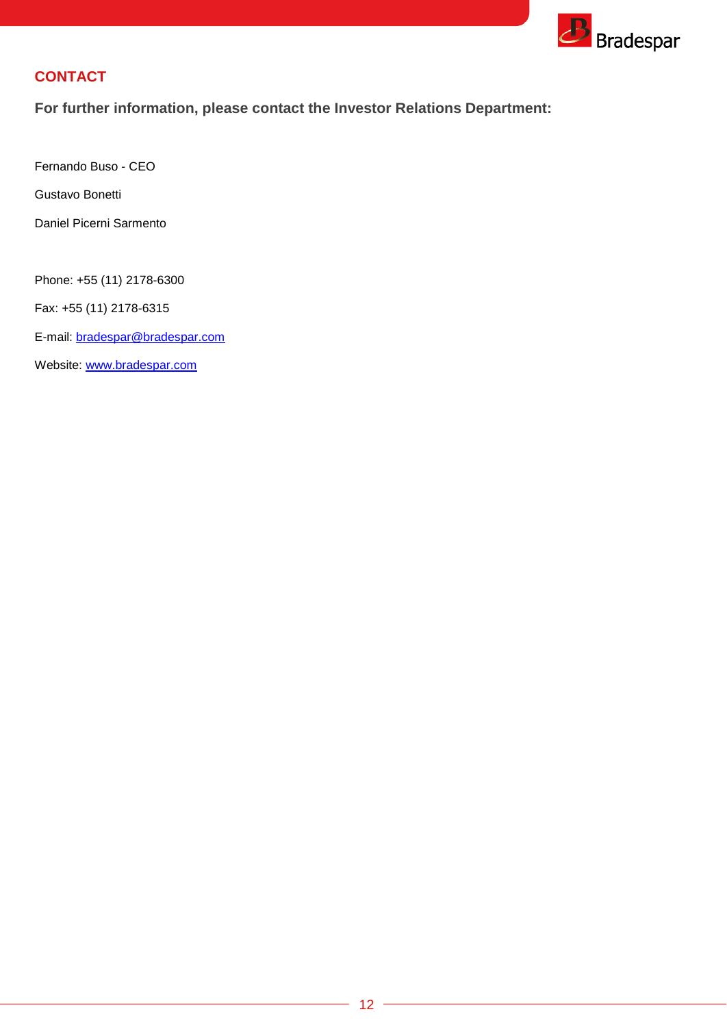## CONTACT

**For further information, please contact the Investor Relations Department:**

Fernando Buso - CEO

Gustavo Bonetti

Daniel Picerni Sarmento

Phone: +55 (11) 2178-6300

Fax: +55 (11) 2178-6315

E-mail: bradespar@bradespar.com

Website: www.bradespar.com